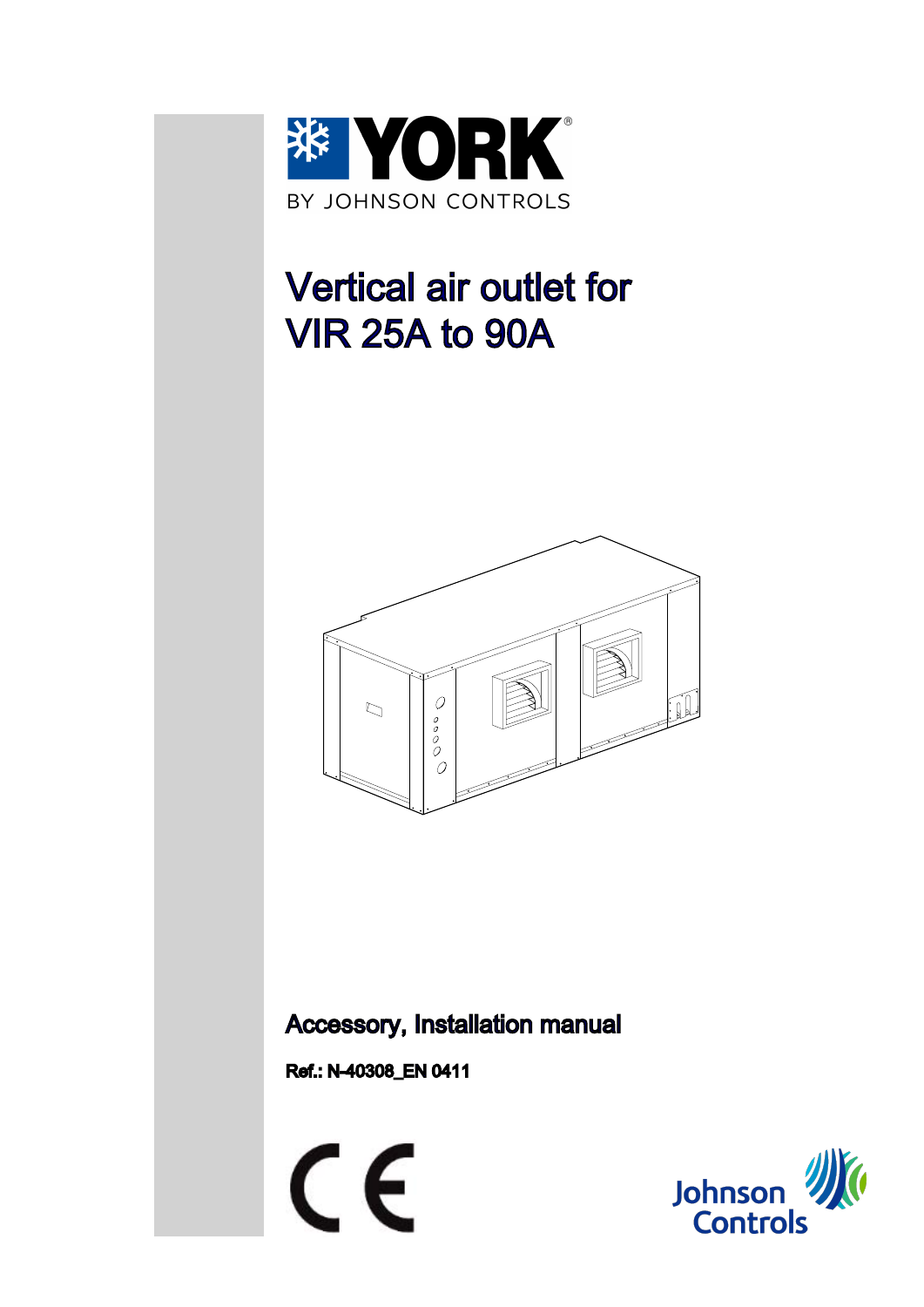YORK

BY JOHNSON CONTROLS

# Vertical air outlet for VIR 25A to 90A

## Accessory, Installation manual

**Ref.: N-40308_EN 0411**

Johnson Controls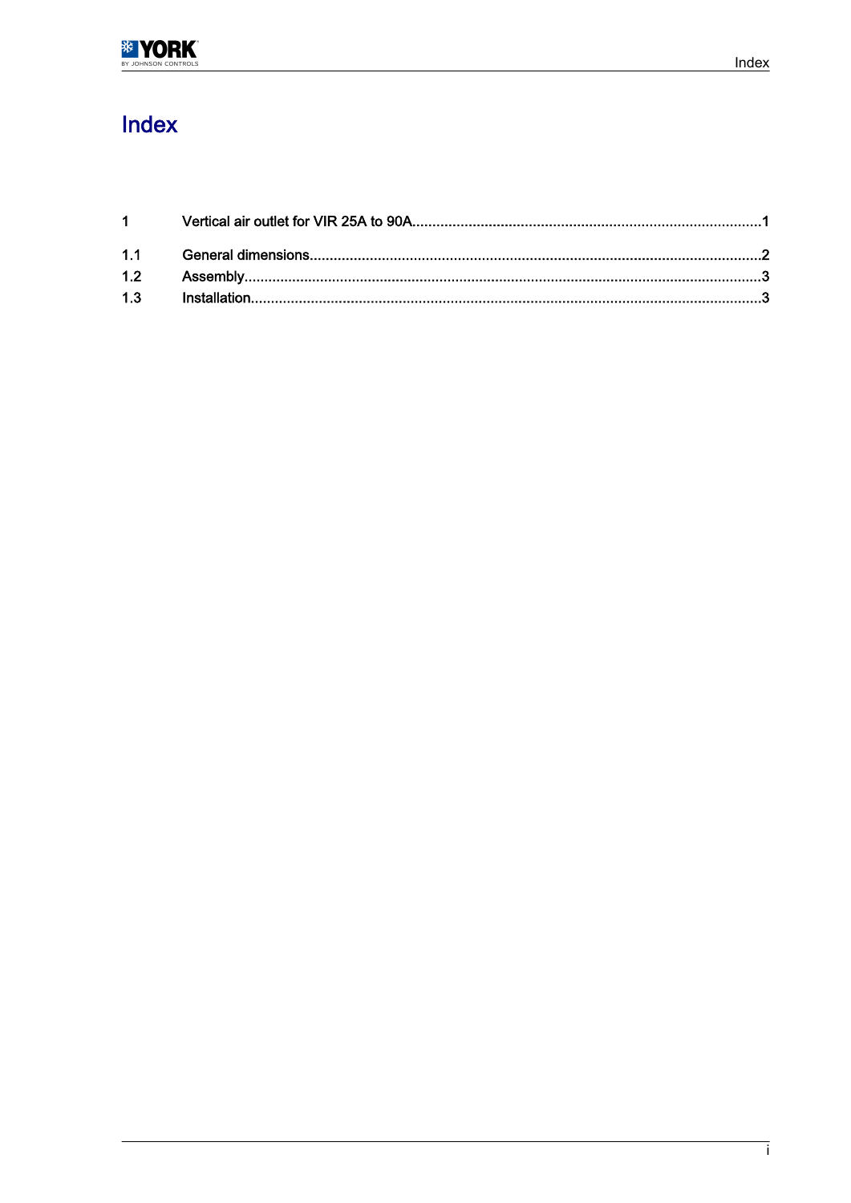# Index

| | | |
|---|---|---|
| 1 | Vertical air outlet for VIR 25A to 90A | 1 |
| 1.1 | General dimensions | 2 |
| 1.2 | Assembly | 3 |
| 1.3 | Installation | 3 |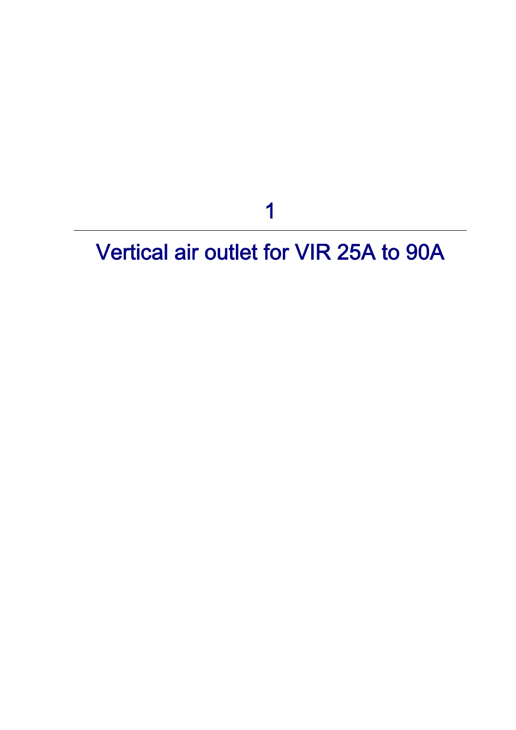# 1

# Vertical air outlet for VIR 25A to 90A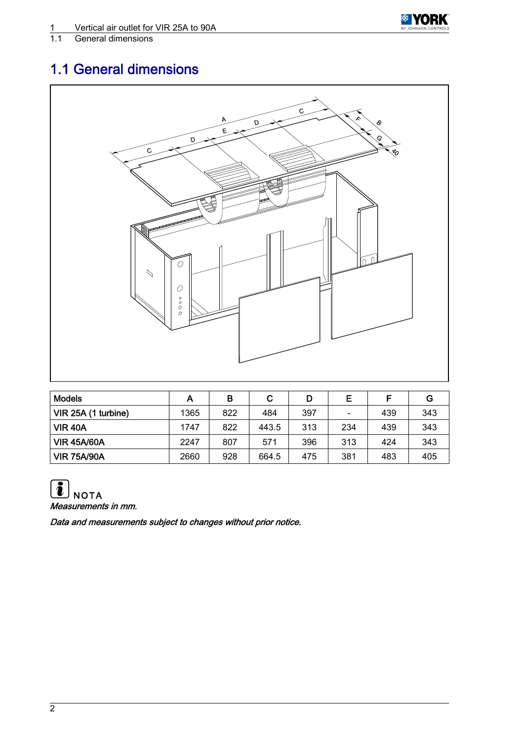# 1.1 General dimensions

| Models | A | B | C | D | E | F | G |
|---|---|---|---|---|---|---|---|
| VIR 25A (1 turbine) | 1365 | 822 | 484 | 397 | - | 439 | 343 |
| VIR 40A | 1747 | 822 | 443.5 | 313 | 234 | 439 | 343 |
| VIR 45A/60A | 2247 | 807 | 571 | 396 | 313 | 424 | 343 |
| VIR 75A/90A | 2660 | 928 | 664.5 | 475 | 381 | 483 | 405 |

NOTA

*Measurements in mm.*

*Data and measurements subject to changes without prior notice.*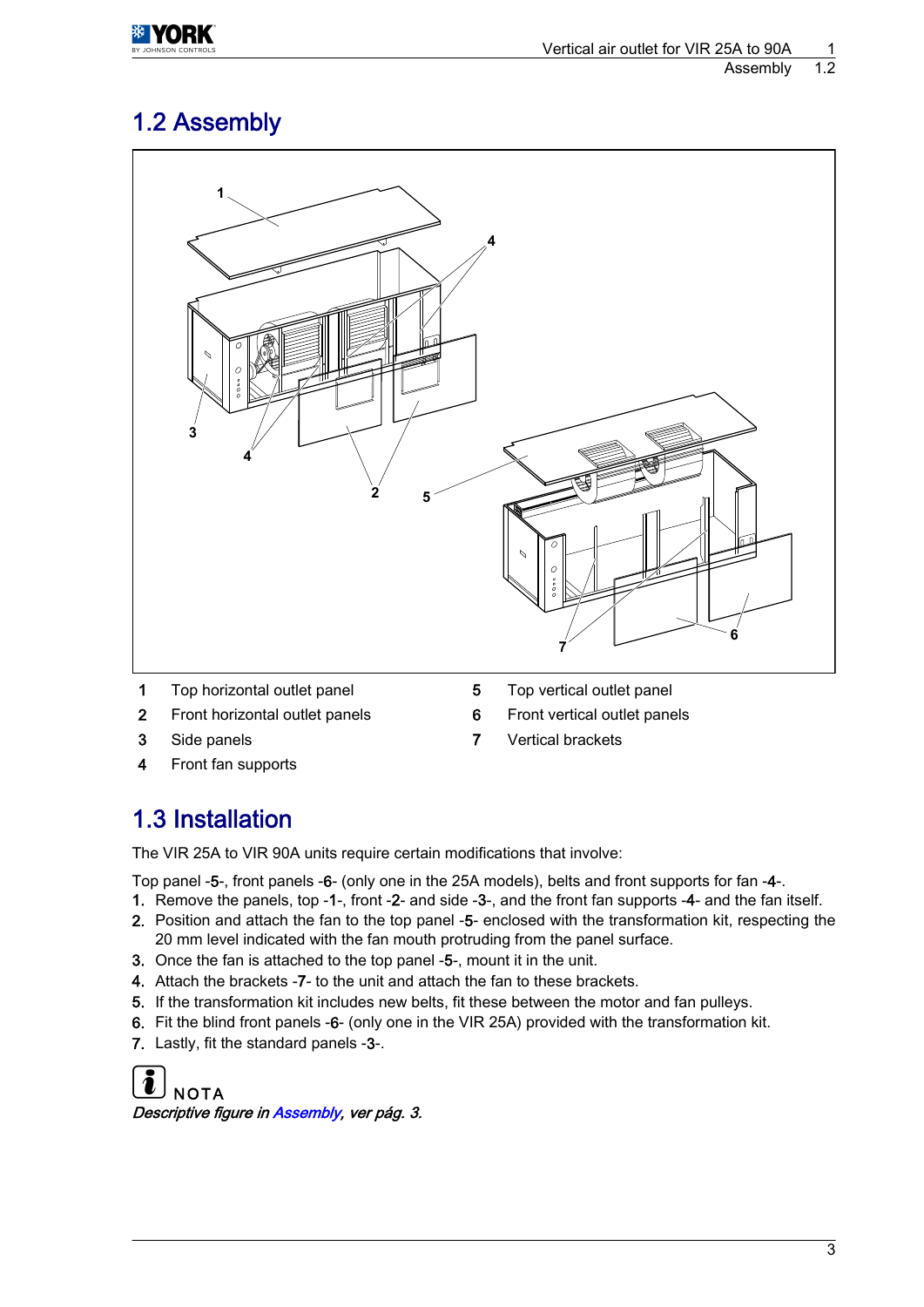## 1.2 Assembly

1
4
3
4
2
5
7
6

| | | | |
|---|---|---|---|
| 1 | Top horizontal outlet panel | 5 | Top vertical outlet panel |
| 2 | Front horizontal outlet panels | 6 | Front vertical outlet panels |
| 3 | Side panels | 7 | Vertical brackets |
| 4 | Front fan supports | | |

## 1.3 Installation

The VIR 25A to VIR 90A units require certain modifications that involve:

Top panel -5-, front panels -6- (only one in the 25A models), belts and front supports for fan -4-.

1. Remove the panels, top -1-, front -2- and side -3-, and the front fan supports -4- and the fan itself.
2. Position and attach the fan to the top panel -5- enclosed with the transformation kit, respecting the 20 mm level indicated with the fan mouth protruding from the panel surface.
3. Once the fan is attached to the top panel -5-, mount it in the unit.
4. Attach the brackets -7- to the unit and attach the fan to these brackets.
5. If the transformation kit includes new belts, fit these between the motor and fan pulleys.
6. Fit the blind front panels -6- (only one in the VIR 25A) provided with the transformation kit.
7. Lastly, fit the standard panels -3-.

NOTA

*Descriptive figure in Assembly, ver pág. 3.*